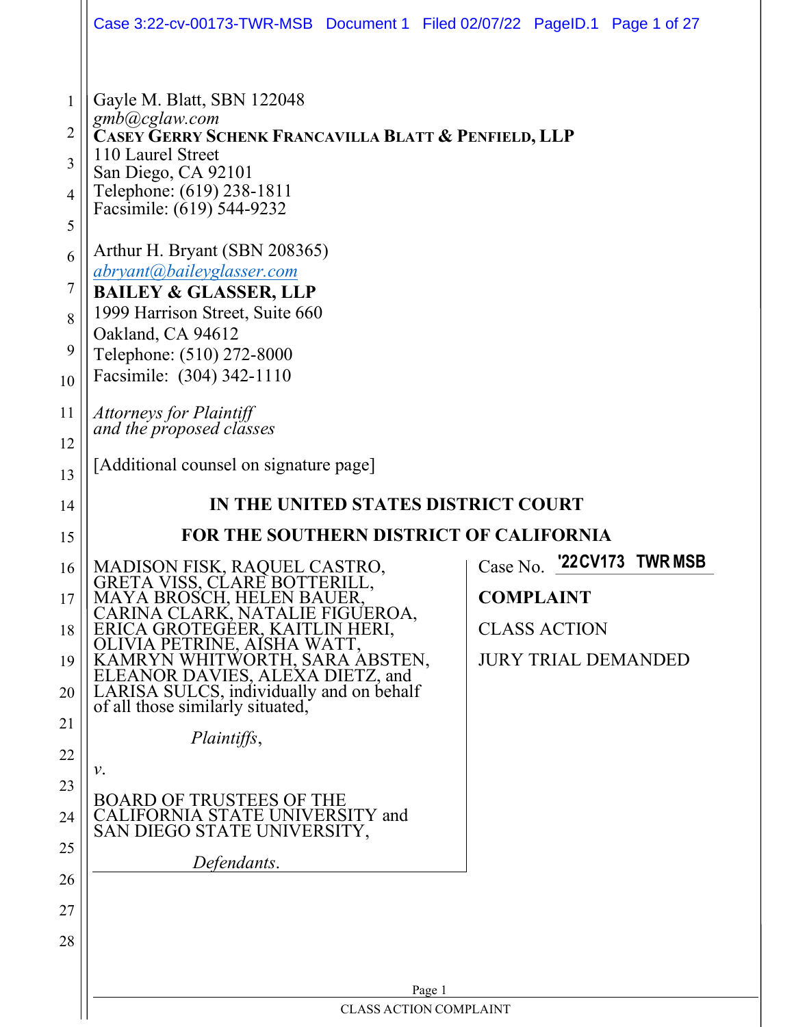Gayle M. Blatt, SBN 122048
*gmb@cglaw.com*
**CASEY GERRY SCHENK FRANCAVILLA BLATT & PENFIELD, LLP**
110 Laurel Street
San Diego, CA 92101
Telephone: (619) 238-1811
Facsimile: (619) 544-9232

Arthur H. Bryant (SBN 208365)
*abryant@baileyglasser.com*
**BAILEY & GLASSER, LLP**
1999 Harrison Street, Suite 660
Oakland, CA 94612
Telephone: (510) 272-8000
Facsimile: (304) 342-1110

*Attorneys for Plaintiff and the proposed classes*

[Additional counsel on signature page]

**IN THE UNITED STATES DISTRICT COURT**

**FOR THE SOUTHERN DISTRICT OF CALIFORNIA**

MADISON FISK, RAQUEL CASTRO, GRETA VISS, CLARE BOTTERILL, MAYA BROSCH, HELEN BAUER, CARINA CLARK, NATALIE FIGUEROA, ERICA GROTEGEER, KAITLIN HERI, OLIVIA PETRINE, AISHA WATT, KAMRYN WHITWORTH, SARA ABSTEN, ELEANOR DAVIES, ALEXA DIETZ, and LARISA SULCS, individually and on behalf of all those similarly situated,

*Plaintiffs*,

*v*.

BOARD OF TRUSTEES OF THE CALIFORNIA STATE UNIVERSITY and SAN DIEGO STATE UNIVERSITY,

*Defendants*.

Case No. **'22CV173 TWR MSB**

**COMPLAINT**

CLASS ACTION

JURY TRIAL DEMANDED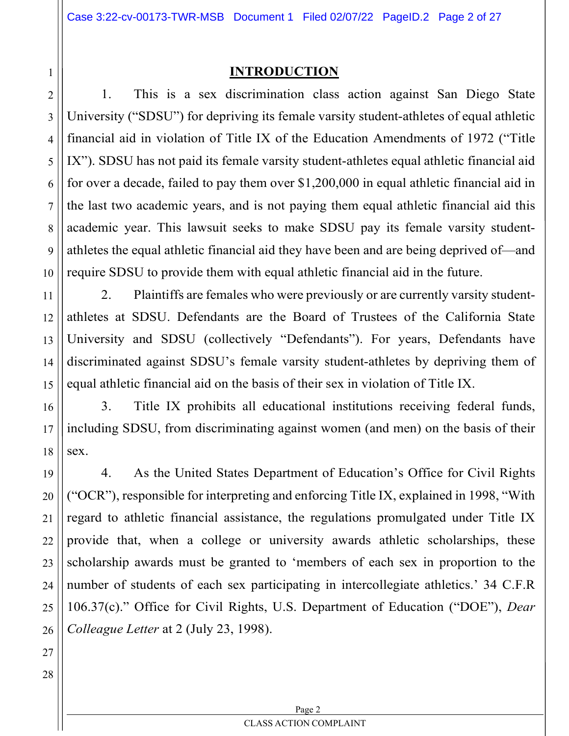## INTRODUCTION

1. This is a sex discrimination class action against San Diego State University ("SDSU") for depriving its female varsity student-athletes of equal athletic financial aid in violation of Title IX of the Education Amendments of 1972 ("Title IX"). SDSU has not paid its female varsity student-athletes equal athletic financial aid for over a decade, failed to pay them over $1,200,000 in equal athletic financial aid in the last two academic years, and is not paying them equal athletic financial aid this academic year. This lawsuit seeks to make SDSU pay its female varsity student-athletes the equal athletic financial aid they have been and are being deprived of—and require SDSU to provide them with equal athletic financial aid in the future.

2. Plaintiffs are females who were previously or are currently varsity student-athletes at SDSU. Defendants are the Board of Trustees of the California State University and SDSU (collectively "Defendants"). For years, Defendants have discriminated against SDSU's female varsity student-athletes by depriving them of equal athletic financial aid on the basis of their sex in violation of Title IX.

3. Title IX prohibits all educational institutions receiving federal funds, including SDSU, from discriminating against women (and men) on the basis of their sex.

4. As the United States Department of Education's Office for Civil Rights ("OCR"), responsible for interpreting and enforcing Title IX, explained in 1998, "With regard to athletic financial assistance, the regulations promulgated under Title IX provide that, when a college or university awards athletic scholarships, these scholarship awards must be granted to 'members of each sex in proportion to the number of students of each sex participating in intercollegiate athletics.' 34 C.F.R 106.37(c)." Office for Civil Rights, U.S. Department of Education ("DOE"), *Dear Colleague Letter* at 2 (July 23, 1998).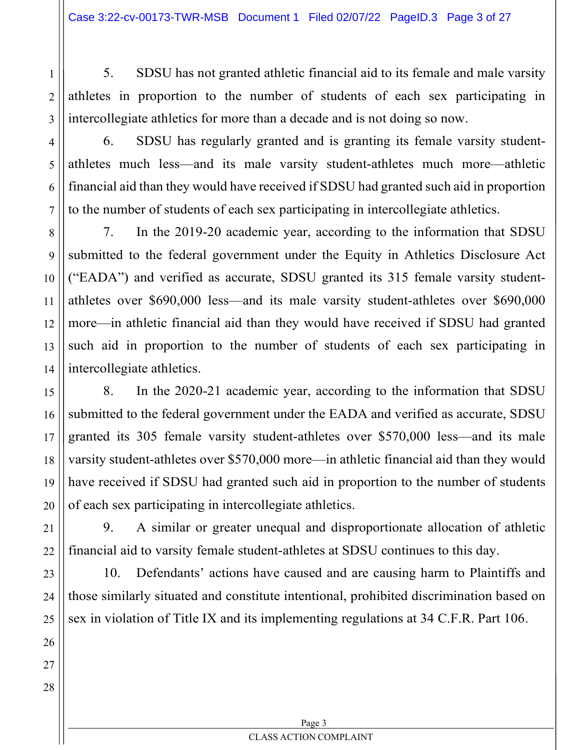5. SDSU has not granted athletic financial aid to its female and male varsity athletes in proportion to the number of students of each sex participating in intercollegiate athletics for more than a decade and is not doing so now.

6. SDSU has regularly granted and is granting its female varsity student-athletes much less—and its male varsity student-athletes much more—athletic financial aid than they would have received if SDSU had granted such aid in proportion to the number of students of each sex participating in intercollegiate athletics.

7. In the 2019-20 academic year, according to the information that SDSU submitted to the federal government under the Equity in Athletics Disclosure Act ("EADA") and verified as accurate, SDSU granted its 315 female varsity student-athletes over $690,000 less—and its male varsity student-athletes over $690,000 more—in athletic financial aid than they would have received if SDSU had granted such aid in proportion to the number of students of each sex participating in intercollegiate athletics.

8. In the 2020-21 academic year, according to the information that SDSU submitted to the federal government under the EADA and verified as accurate, SDSU granted its 305 female varsity student-athletes over $570,000 less—and its male varsity student-athletes over $570,000 more—in athletic financial aid than they would have received if SDSU had granted such aid in proportion to the number of students of each sex participating in intercollegiate athletics.

9. A similar or greater unequal and disproportionate allocation of athletic financial aid to varsity female student-athletes at SDSU continues to this day.

10. Defendants' actions have caused and are causing harm to Plaintiffs and those similarly situated and constitute intentional, prohibited discrimination based on sex in violation of Title IX and its implementing regulations at 34 C.F.R. Part 106.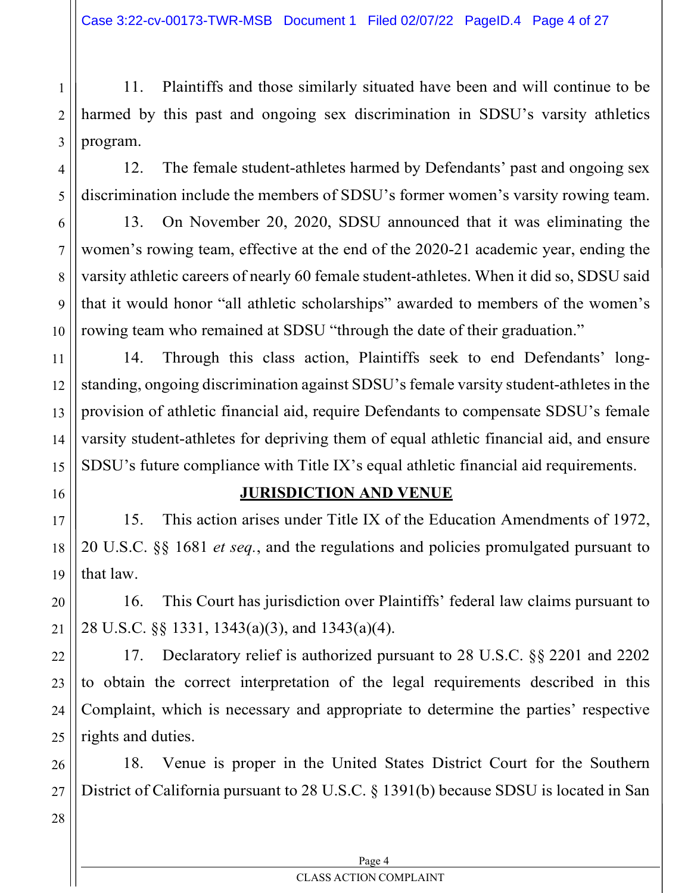11. Plaintiffs and those similarly situated have been and will continue to be harmed by this past and ongoing sex discrimination in SDSU's varsity athletics program.

12. The female student-athletes harmed by Defendants' past and ongoing sex discrimination include the members of SDSU's former women's varsity rowing team.

13. On November 20, 2020, SDSU announced that it was eliminating the women's rowing team, effective at the end of the 2020-21 academic year, ending the varsity athletic careers of nearly 60 female student-athletes. When it did so, SDSU said that it would honor "all athletic scholarships" awarded to members of the women's rowing team who remained at SDSU "through the date of their graduation."

14. Through this class action, Plaintiffs seek to end Defendants' long-standing, ongoing discrimination against SDSU's female varsity student-athletes in the provision of athletic financial aid, require Defendants to compensate SDSU's female varsity student-athletes for depriving them of equal athletic financial aid, and ensure SDSU's future compliance with Title IX's equal athletic financial aid requirements.

## JURISDICTION AND VENUE

15. This action arises under Title IX of the Education Amendments of 1972, 20 U.S.C. §§ 1681 *et seq.*, and the regulations and policies promulgated pursuant to that law.

16. This Court has jurisdiction over Plaintiffs' federal law claims pursuant to 28 U.S.C. §§ 1331, 1343(a)(3), and 1343(a)(4).

17. Declaratory relief is authorized pursuant to 28 U.S.C. §§ 2201 and 2202 to obtain the correct interpretation of the legal requirements described in this Complaint, which is necessary and appropriate to determine the parties' respective rights and duties.

18. Venue is proper in the United States District Court for the Southern District of California pursuant to 28 U.S.C. § 1391(b) because SDSU is located in San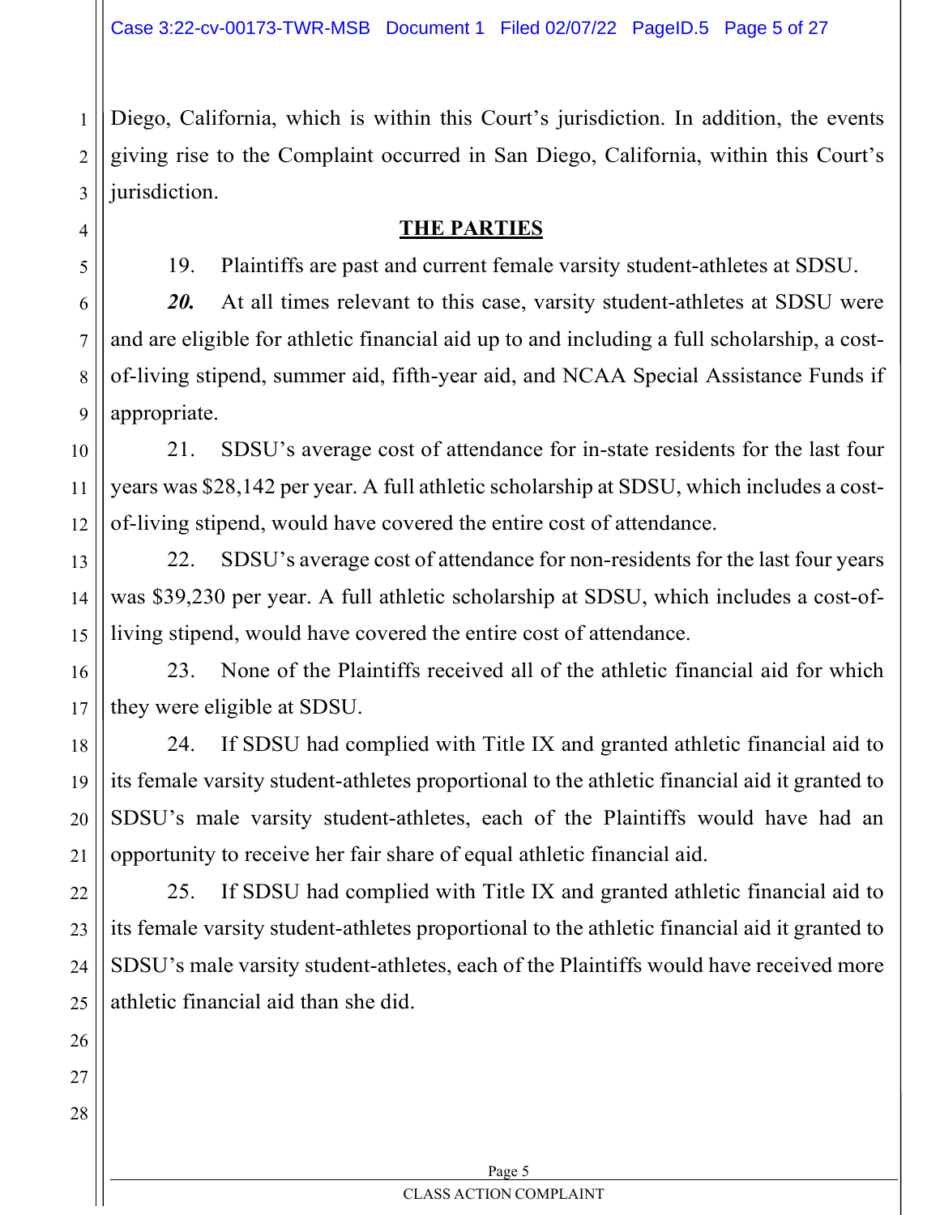Diego, California, which is within this Court's jurisdiction. In addition, the events giving rise to the Complaint occurred in San Diego, California, within this Court's jurisdiction.

## THE PARTIES

19. Plaintiffs are past and current female varsity student-athletes at SDSU.

***20.*** At all times relevant to this case, varsity student-athletes at SDSU were and are eligible for athletic financial aid up to and including a full scholarship, a cost-of-living stipend, summer aid, fifth-year aid, and NCAA Special Assistance Funds if appropriate.

21. SDSU's average cost of attendance for in-state residents for the last four years was $28,142 per year. A full athletic scholarship at SDSU, which includes a cost-of-living stipend, would have covered the entire cost of attendance.

22. SDSU's average cost of attendance for non-residents for the last four years was $39,230 per year. A full athletic scholarship at SDSU, which includes a cost-of-living stipend, would have covered the entire cost of attendance.

23. None of the Plaintiffs received all of the athletic financial aid for which they were eligible at SDSU.

24. If SDSU had complied with Title IX and granted athletic financial aid to its female varsity student-athletes proportional to the athletic financial aid it granted to SDSU's male varsity student-athletes, each of the Plaintiffs would have had an opportunity to receive her fair share of equal athletic financial aid.

25. If SDSU had complied with Title IX and granted athletic financial aid to its female varsity student-athletes proportional to the athletic financial aid it granted to SDSU's male varsity student-athletes, each of the Plaintiffs would have received more athletic financial aid than she did.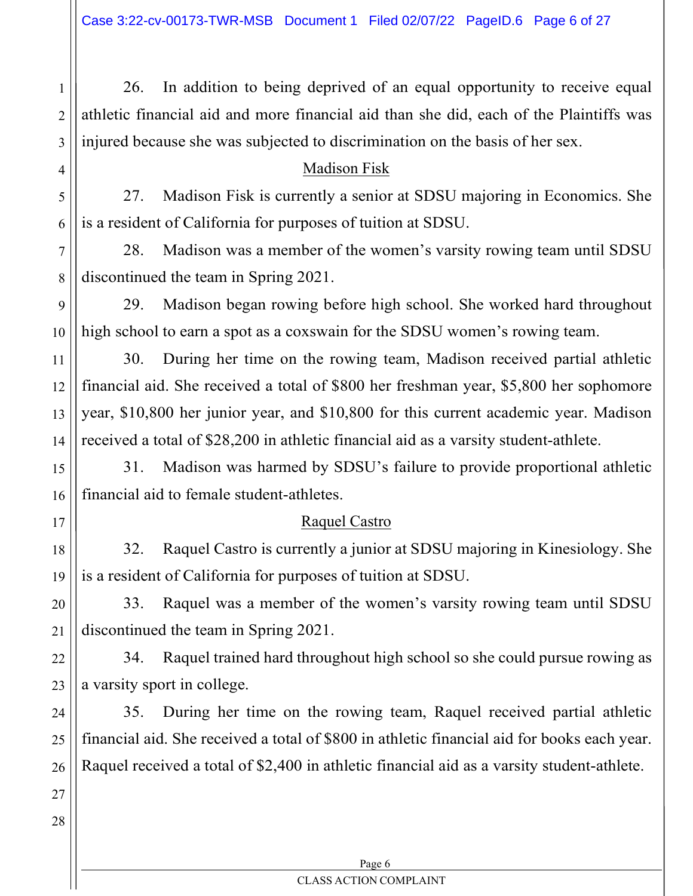26. In addition to being deprived of an equal opportunity to receive equal athletic financial aid and more financial aid than she did, each of the Plaintiffs was injured because she was subjected to discrimination on the basis of her sex.

Madison Fisk

27. Madison Fisk is currently a senior at SDSU majoring in Economics. She is a resident of California for purposes of tuition at SDSU.

28. Madison was a member of the women's varsity rowing team until SDSU discontinued the team in Spring 2021.

29. Madison began rowing before high school. She worked hard throughout high school to earn a spot as a coxswain for the SDSU women's rowing team.

30. During her time on the rowing team, Madison received partial athletic financial aid. She received a total of $800 her freshman year, $5,800 her sophomore year, $10,800 her junior year, and $10,800 for this current academic year. Madison received a total of $28,200 in athletic financial aid as a varsity student-athlete.

31. Madison was harmed by SDSU's failure to provide proportional athletic financial aid to female student-athletes.

Raquel Castro

32. Raquel Castro is currently a junior at SDSU majoring in Kinesiology. She is a resident of California for purposes of tuition at SDSU.

33. Raquel was a member of the women's varsity rowing team until SDSU discontinued the team in Spring 2021.

34. Raquel trained hard throughout high school so she could pursue rowing as a varsity sport in college.

35. During her time on the rowing team, Raquel received partial athletic financial aid. She received a total of $800 in athletic financial aid for books each year. Raquel received a total of $2,400 in athletic financial aid as a varsity student-athlete.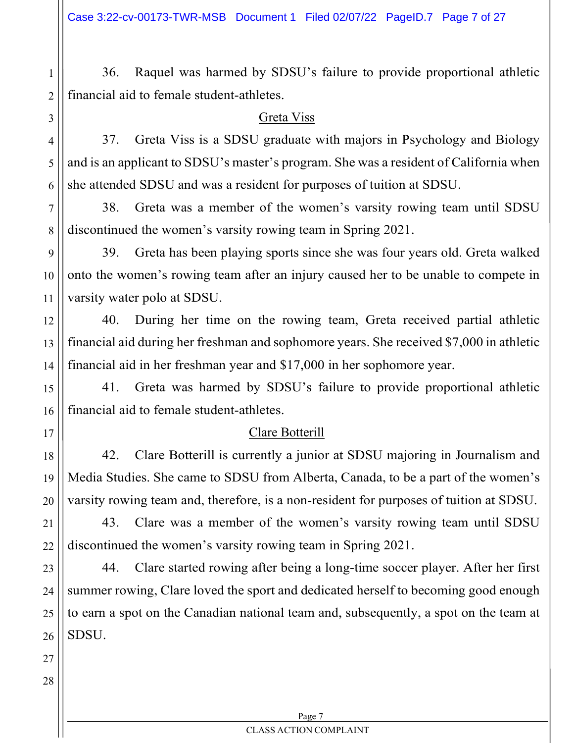36. Raquel was harmed by SDSU's failure to provide proportional athletic financial aid to female student-athletes.

<u>Greta Viss</u>

37. Greta Viss is a SDSU graduate with majors in Psychology and Biology and is an applicant to SDSU's master's program. She was a resident of California when she attended SDSU and was a resident for purposes of tuition at SDSU.

38. Greta was a member of the women's varsity rowing team until SDSU discontinued the women's varsity rowing team in Spring 2021.

39. Greta has been playing sports since she was four years old. Greta walked onto the women's rowing team after an injury caused her to be unable to compete in varsity water polo at SDSU.

40. During her time on the rowing team, Greta received partial athletic financial aid during her freshman and sophomore years. She received $7,000 in athletic financial aid in her freshman year and $17,000 in her sophomore year.

41. Greta was harmed by SDSU's failure to provide proportional athletic financial aid to female student-athletes.

<u>Clare Botterill</u>

42. Clare Botterill is currently a junior at SDSU majoring in Journalism and Media Studies. She came to SDSU from Alberta, Canada, to be a part of the women's varsity rowing team and, therefore, is a non-resident for purposes of tuition at SDSU.

43. Clare was a member of the women's varsity rowing team until SDSU discontinued the women's varsity rowing team in Spring 2021.

44. Clare started rowing after being a long-time soccer player. After her first summer rowing, Clare loved the sport and dedicated herself to becoming good enough to earn a spot on the Canadian national team and, subsequently, a spot on the team at SDSU.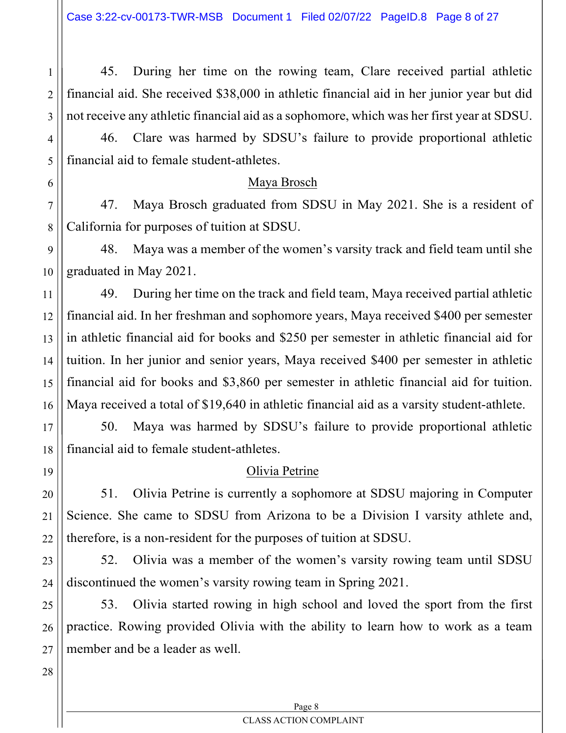45. During her time on the rowing team, Clare received partial athletic financial aid. She received $38,000 in athletic financial aid in her junior year but did not receive any athletic financial aid as a sophomore, which was her first year at SDSU.

46. Clare was harmed by SDSU's failure to provide proportional athletic financial aid to female student-athletes.

<u>Maya Brosch</u>

47. Maya Brosch graduated from SDSU in May 2021. She is a resident of California for purposes of tuition at SDSU.

48. Maya was a member of the women's varsity track and field team until she graduated in May 2021.

49. During her time on the track and field team, Maya received partial athletic financial aid. In her freshman and sophomore years, Maya received $400 per semester in athletic financial aid for books and $250 per semester in athletic financial aid for tuition. In her junior and senior years, Maya received $400 per semester in athletic financial aid for books and $3,860 per semester in athletic financial aid for tuition. Maya received a total of $19,640 in athletic financial aid as a varsity student-athlete.

50. Maya was harmed by SDSU's failure to provide proportional athletic financial aid to female student-athletes.

<u>Olivia Petrine</u>

51. Olivia Petrine is currently a sophomore at SDSU majoring in Computer Science. She came to SDSU from Arizona to be a Division I varsity athlete and, therefore, is a non-resident for the purposes of tuition at SDSU.

52. Olivia was a member of the women's varsity rowing team until SDSU discontinued the women's varsity rowing team in Spring 2021.

53. Olivia started rowing in high school and loved the sport from the first practice. Rowing provided Olivia with the ability to learn how to work as a team member and be a leader as well.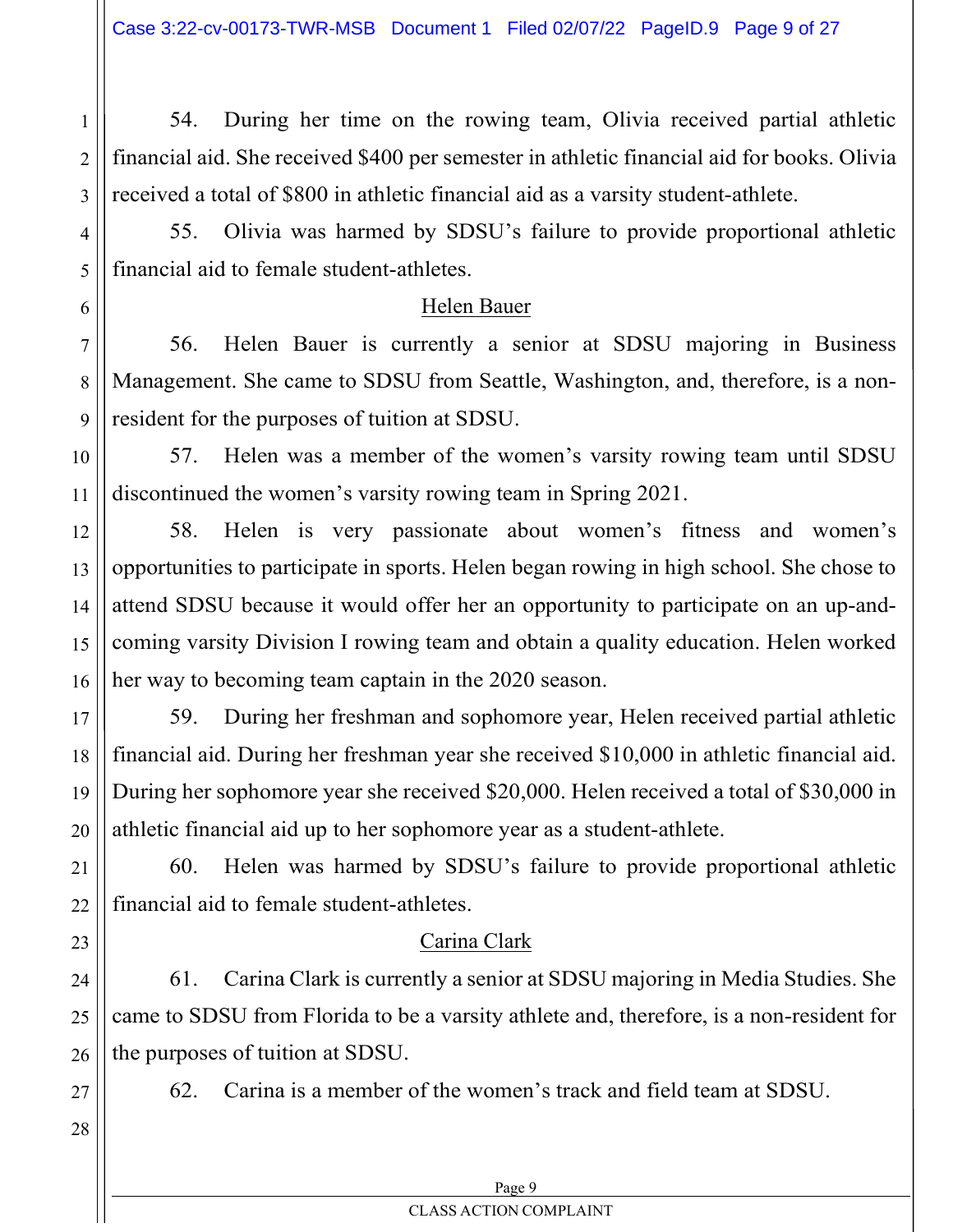54. During her time on the rowing team, Olivia received partial athletic financial aid. She received $400 per semester in athletic financial aid for books. Olivia received a total of $800 in athletic financial aid as a varsity student-athlete.

55. Olivia was harmed by SDSU's failure to provide proportional athletic financial aid to female student-athletes.

<u>Helen Bauer</u>

56. Helen Bauer is currently a senior at SDSU majoring in Business Management. She came to SDSU from Seattle, Washington, and, therefore, is a non-resident for the purposes of tuition at SDSU.

57. Helen was a member of the women's varsity rowing team until SDSU discontinued the women's varsity rowing team in Spring 2021.

58. Helen is very passionate about women's fitness and women's opportunities to participate in sports. Helen began rowing in high school. She chose to attend SDSU because it would offer her an opportunity to participate on an up-and-coming varsity Division I rowing team and obtain a quality education. Helen worked her way to becoming team captain in the 2020 season.

59. During her freshman and sophomore year, Helen received partial athletic financial aid. During her freshman year she received $10,000 in athletic financial aid. During her sophomore year she received $20,000. Helen received a total of $30,000 in athletic financial aid up to her sophomore year as a student-athlete.

60. Helen was harmed by SDSU's failure to provide proportional athletic financial aid to female student-athletes.

<u>Carina Clark</u>

61. Carina Clark is currently a senior at SDSU majoring in Media Studies. She came to SDSU from Florida to be a varsity athlete and, therefore, is a non-resident for the purposes of tuition at SDSU.

62. Carina is a member of the women's track and field team at SDSU.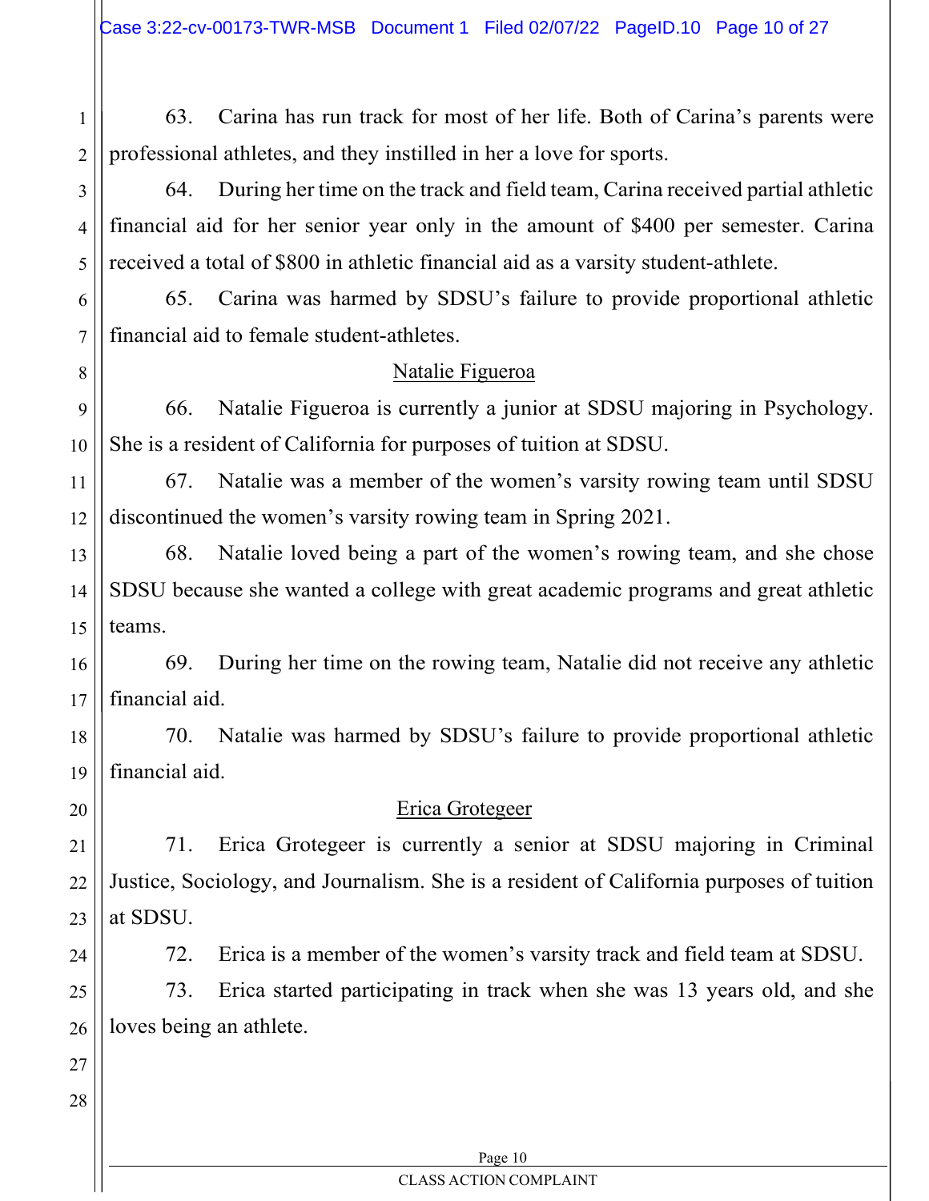63. Carina has run track for most of her life. Both of Carina's parents were professional athletes, and they instilled in her a love for sports.

64. During her time on the track and field team, Carina received partial athletic financial aid for her senior year only in the amount of $400 per semester. Carina received a total of $800 in athletic financial aid as a varsity student-athlete.

65. Carina was harmed by SDSU's failure to provide proportional athletic financial aid to female student-athletes.

<u>Natalie Figueroa</u>

66. Natalie Figueroa is currently a junior at SDSU majoring in Psychology. She is a resident of California for purposes of tuition at SDSU.

67. Natalie was a member of the women's varsity rowing team until SDSU discontinued the women's varsity rowing team in Spring 2021.

68. Natalie loved being a part of the women's rowing team, and she chose SDSU because she wanted a college with great academic programs and great athletic teams.

69. During her time on the rowing team, Natalie did not receive any athletic financial aid.

70. Natalie was harmed by SDSU's failure to provide proportional athletic financial aid.

<u>Erica Grotegeer</u>

71. Erica Grotegeer is currently a senior at SDSU majoring in Criminal Justice, Sociology, and Journalism. She is a resident of California purposes of tuition at SDSU.

72. Erica is a member of the women's varsity track and field team at SDSU.

73. Erica started participating in track when she was 13 years old, and she loves being an athlete.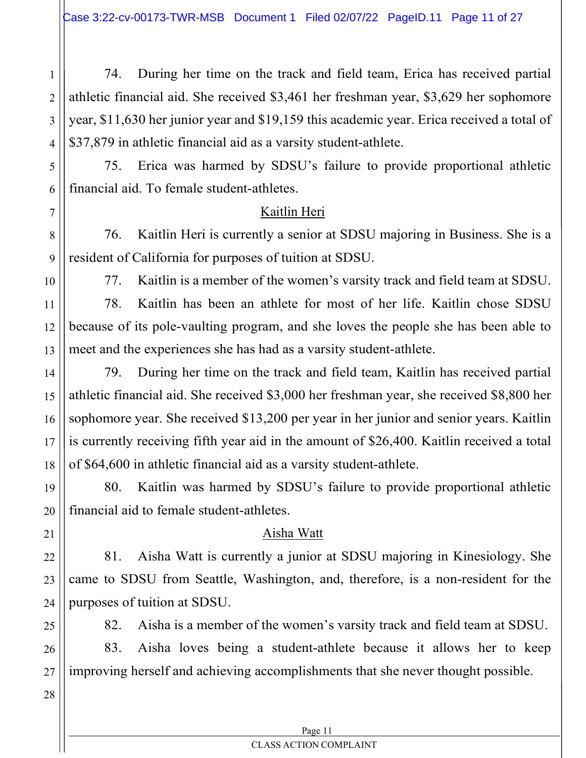74. During her time on the track and field team, Erica has received partial athletic financial aid. She received $3,461 her freshman year, $3,629 her sophomore year, $11,630 her junior year and $19,159 this academic year. Erica received a total of $37,879 in athletic financial aid as a varsity student-athlete.

75. Erica was harmed by SDSU's failure to provide proportional athletic financial aid. To female student-athletes.

<u>Kaitlin Heri</u>

76. Kaitlin Heri is currently a senior at SDSU majoring in Business. She is a resident of California for purposes of tuition at SDSU.

77. Kaitlin is a member of the women's varsity track and field team at SDSU.

78. Kaitlin has been an athlete for most of her life. Kaitlin chose SDSU because of its pole-vaulting program, and she loves the people she has been able to meet and the experiences she has had as a varsity student-athlete.

79. During her time on the track and field team, Kaitlin has received partial athletic financial aid. She received $3,000 her freshman year, she received $8,800 her sophomore year. She received $13,200 per year in her junior and senior years. Kaitlin is currently receiving fifth year aid in the amount of $26,400. Kaitlin received a total of $64,600 in athletic financial aid as a varsity student-athlete.

80. Kaitlin was harmed by SDSU's failure to provide proportional athletic financial aid to female student-athletes.

<u>Aisha Watt</u>

81. Aisha Watt is currently a junior at SDSU majoring in Kinesiology. She came to SDSU from Seattle, Washington, and, therefore, is a non-resident for the purposes of tuition at SDSU.

82. Aisha is a member of the women's varsity track and field team at SDSU.

83. Aisha loves being a student-athlete because it allows her to keep improving herself and achieving accomplishments that she never thought possible.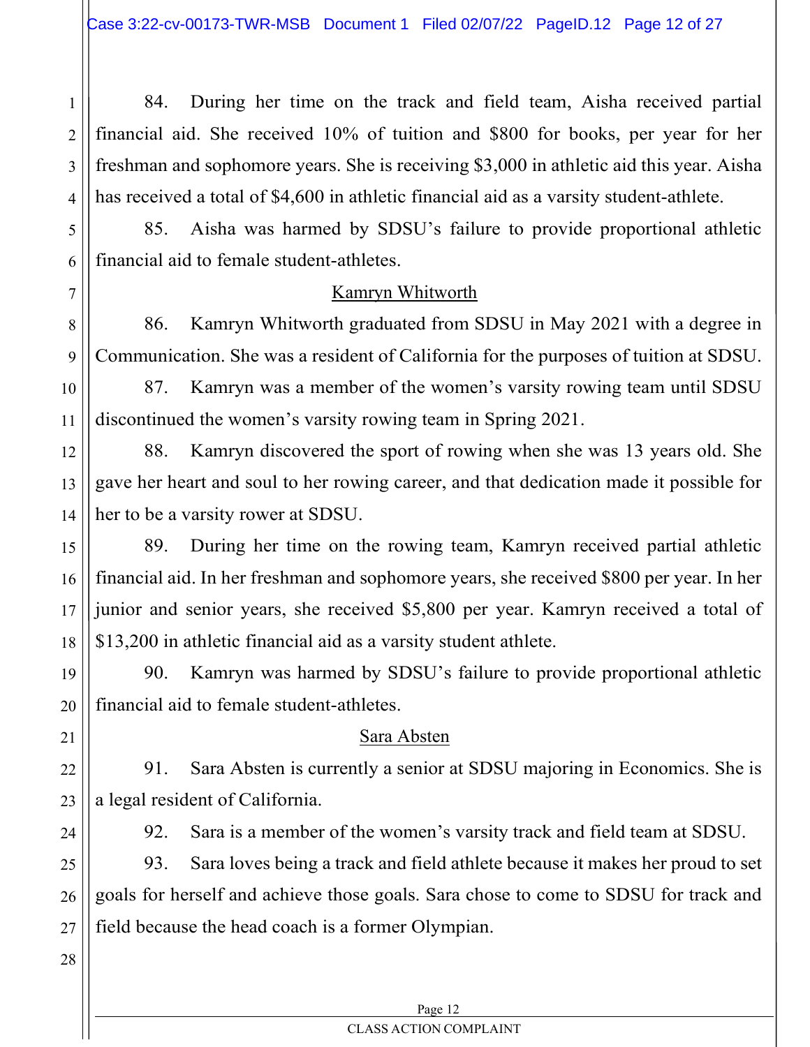84. During her time on the track and field team, Aisha received partial financial aid. She received 10% of tuition and $800 for books, per year for her freshman and sophomore years. She is receiving $3,000 in athletic aid this year. Aisha has received a total of $4,600 in athletic financial aid as a varsity student-athlete.

85. Aisha was harmed by SDSU's failure to provide proportional athletic financial aid to female student-athletes.

<u>Kamryn Whitworth</u>

86. Kamryn Whitworth graduated from SDSU in May 2021 with a degree in Communication. She was a resident of California for the purposes of tuition at SDSU.

87. Kamryn was a member of the women's varsity rowing team until SDSU discontinued the women's varsity rowing team in Spring 2021.

88. Kamryn discovered the sport of rowing when she was 13 years old. She gave her heart and soul to her rowing career, and that dedication made it possible for her to be a varsity rower at SDSU.

89. During her time on the rowing team, Kamryn received partial athletic financial aid. In her freshman and sophomore years, she received $800 per year. In her junior and senior years, she received $5,800 per year. Kamryn received a total of $13,200 in athletic financial aid as a varsity student athlete.

90. Kamryn was harmed by SDSU's failure to provide proportional athletic financial aid to female student-athletes.

<u>Sara Absten</u>

91. Sara Absten is currently a senior at SDSU majoring in Economics. She is a legal resident of California.

92. Sara is a member of the women's varsity track and field team at SDSU.

93. Sara loves being a track and field athlete because it makes her proud to set goals for herself and achieve those goals. Sara chose to come to SDSU for track and field because the head coach is a former Olympian.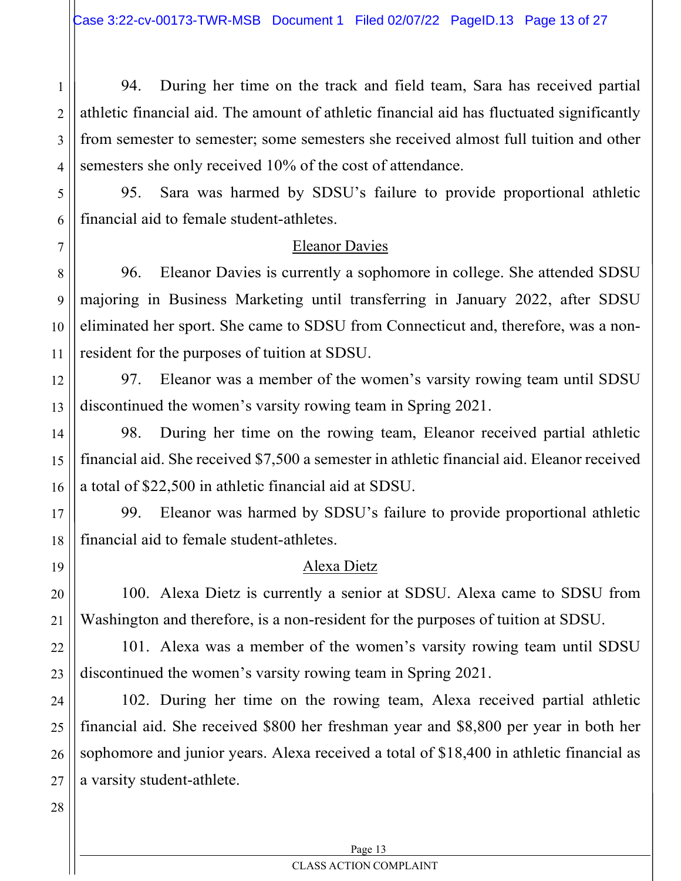94. During her time on the track and field team, Sara has received partial athletic financial aid. The amount of athletic financial aid has fluctuated significantly from semester to semester; some semesters she received almost full tuition and other semesters she only received 10% of the cost of attendance.

95. Sara was harmed by SDSU's failure to provide proportional athletic financial aid to female student-athletes.

<u>Eleanor Davies</u>

96. Eleanor Davies is currently a sophomore in college. She attended SDSU majoring in Business Marketing until transferring in January 2022, after SDSU eliminated her sport. She came to SDSU from Connecticut and, therefore, was a non-resident for the purposes of tuition at SDSU.

97. Eleanor was a member of the women's varsity rowing team until SDSU discontinued the women's varsity rowing team in Spring 2021.

98. During her time on the rowing team, Eleanor received partial athletic financial aid. She received $7,500 a semester in athletic financial aid. Eleanor received a total of $22,500 in athletic financial aid at SDSU.

99. Eleanor was harmed by SDSU's failure to provide proportional athletic financial aid to female student-athletes.

<u>Alexa Dietz</u>

100. Alexa Dietz is currently a senior at SDSU. Alexa came to SDSU from Washington and therefore, is a non-resident for the purposes of tuition at SDSU.

101. Alexa was a member of the women's varsity rowing team until SDSU discontinued the women's varsity rowing team in Spring 2021.

102. During her time on the rowing team, Alexa received partial athletic financial aid. She received $800 her freshman year and $8,800 per year in both her sophomore and junior years. Alexa received a total of $18,400 in athletic financial as a varsity student-athlete.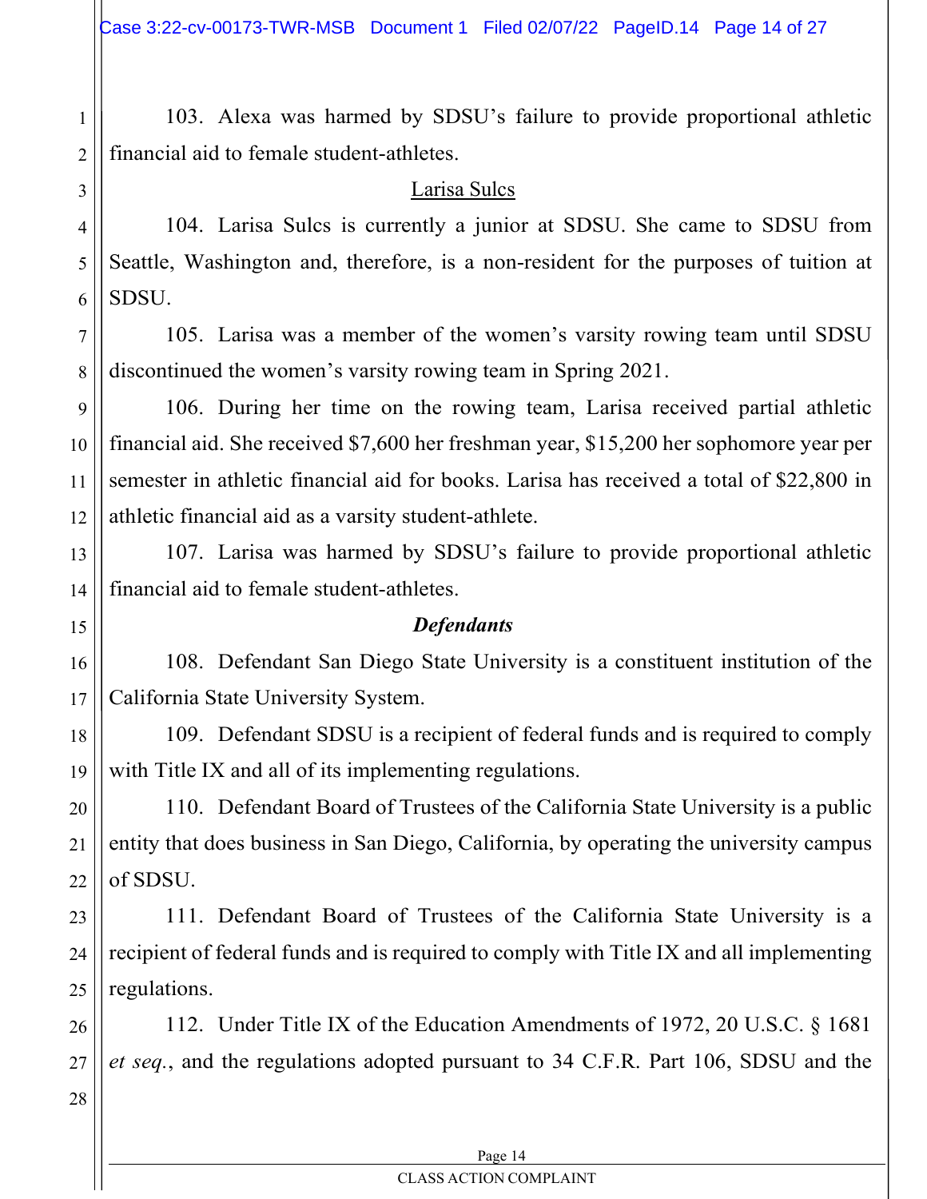103. Alexa was harmed by SDSU's failure to provide proportional athletic financial aid to female student-athletes.

<u>Larisa Sulcs</u>

104. Larisa Sulcs is currently a junior at SDSU. She came to SDSU from Seattle, Washington and, therefore, is a non-resident for the purposes of tuition at SDSU.

105. Larisa was a member of the women's varsity rowing team until SDSU discontinued the women's varsity rowing team in Spring 2021.

106. During her time on the rowing team, Larisa received partial athletic financial aid. She received $7,600 her freshman year, $15,200 her sophomore year per semester in athletic financial aid for books. Larisa has received a total of $22,800 in athletic financial aid as a varsity student-athlete.

107. Larisa was harmed by SDSU's failure to provide proportional athletic financial aid to female student-athletes.

***Defendants***

108. Defendant San Diego State University is a constituent institution of the California State University System.

109. Defendant SDSU is a recipient of federal funds and is required to comply with Title IX and all of its implementing regulations.

110. Defendant Board of Trustees of the California State University is a public entity that does business in San Diego, California, by operating the university campus of SDSU.

111. Defendant Board of Trustees of the California State University is a recipient of federal funds and is required to comply with Title IX and all implementing regulations.

112. Under Title IX of the Education Amendments of 1972, 20 U.S.C. § 1681 *et seq.*, and the regulations adopted pursuant to 34 C.F.R. Part 106, SDSU and the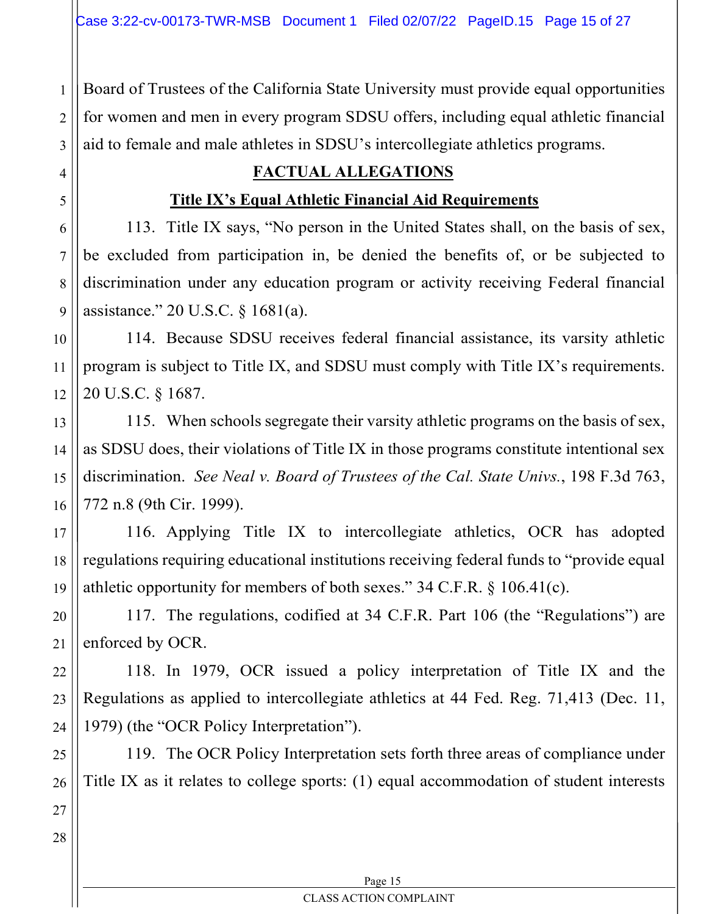Board of Trustees of the California State University must provide equal opportunities for women and men in every program SDSU offers, including equal athletic financial aid to female and male athletes in SDSU's intercollegiate athletics programs.

## FACTUAL ALLEGATIONS

### Title IX's Equal Athletic Financial Aid Requirements

113. Title IX says, "No person in the United States shall, on the basis of sex, be excluded from participation in, be denied the benefits of, or be subjected to discrimination under any education program or activity receiving Federal financial assistance." 20 U.S.C. § 1681(a).

114. Because SDSU receives federal financial assistance, its varsity athletic program is subject to Title IX, and SDSU must comply with Title IX's requirements. 20 U.S.C. § 1687.

115. When schools segregate their varsity athletic programs on the basis of sex, as SDSU does, their violations of Title IX in those programs constitute intentional sex discrimination. *See Neal v. Board of Trustees of the Cal. State Univs.*, 198 F.3d 763, 772 n.8 (9th Cir. 1999).

116. Applying Title IX to intercollegiate athletics, OCR has adopted regulations requiring educational institutions receiving federal funds to "provide equal athletic opportunity for members of both sexes." 34 C.F.R. § 106.41(c).

117. The regulations, codified at 34 C.F.R. Part 106 (the "Regulations") are enforced by OCR.

118. In 1979, OCR issued a policy interpretation of Title IX and the Regulations as applied to intercollegiate athletics at 44 Fed. Reg. 71,413 (Dec. 11, 1979) (the "OCR Policy Interpretation").

119. The OCR Policy Interpretation sets forth three areas of compliance under Title IX as it relates to college sports: (1) equal accommodation of student interests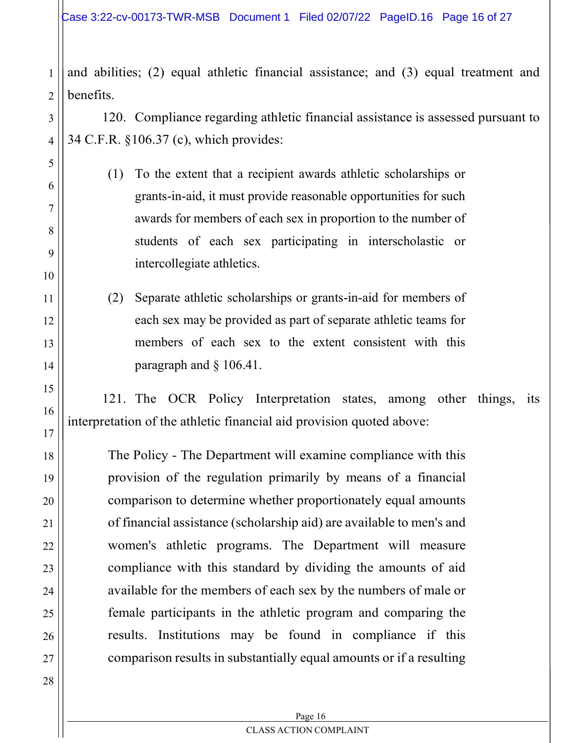and abilities; (2) equal athletic financial assistance; and (3) equal treatment and benefits.

120. Compliance regarding athletic financial assistance is assessed pursuant to 34 C.F.R. §106.37 (c), which provides:

> (1) To the extent that a recipient awards athletic scholarships or grants-in-aid, it must provide reasonable opportunities for such awards for members of each sex in proportion to the number of students of each sex participating in interscholastic or intercollegiate athletics.
>
> (2) Separate athletic scholarships or grants-in-aid for members of each sex may be provided as part of separate athletic teams for members of each sex to the extent consistent with this paragraph and § 106.41.

121. The OCR Policy Interpretation states, among other things, its interpretation of the athletic financial aid provision quoted above:

> The Policy - The Department will examine compliance with this provision of the regulation primarily by means of a financial comparison to determine whether proportionately equal amounts of financial assistance (scholarship aid) are available to men's and women's athletic programs. The Department will measure compliance with this standard by dividing the amounts of aid available for the members of each sex by the numbers of male or female participants in the athletic program and comparing the results. Institutions may be found in compliance if this comparison results in substantially equal amounts or if a resulting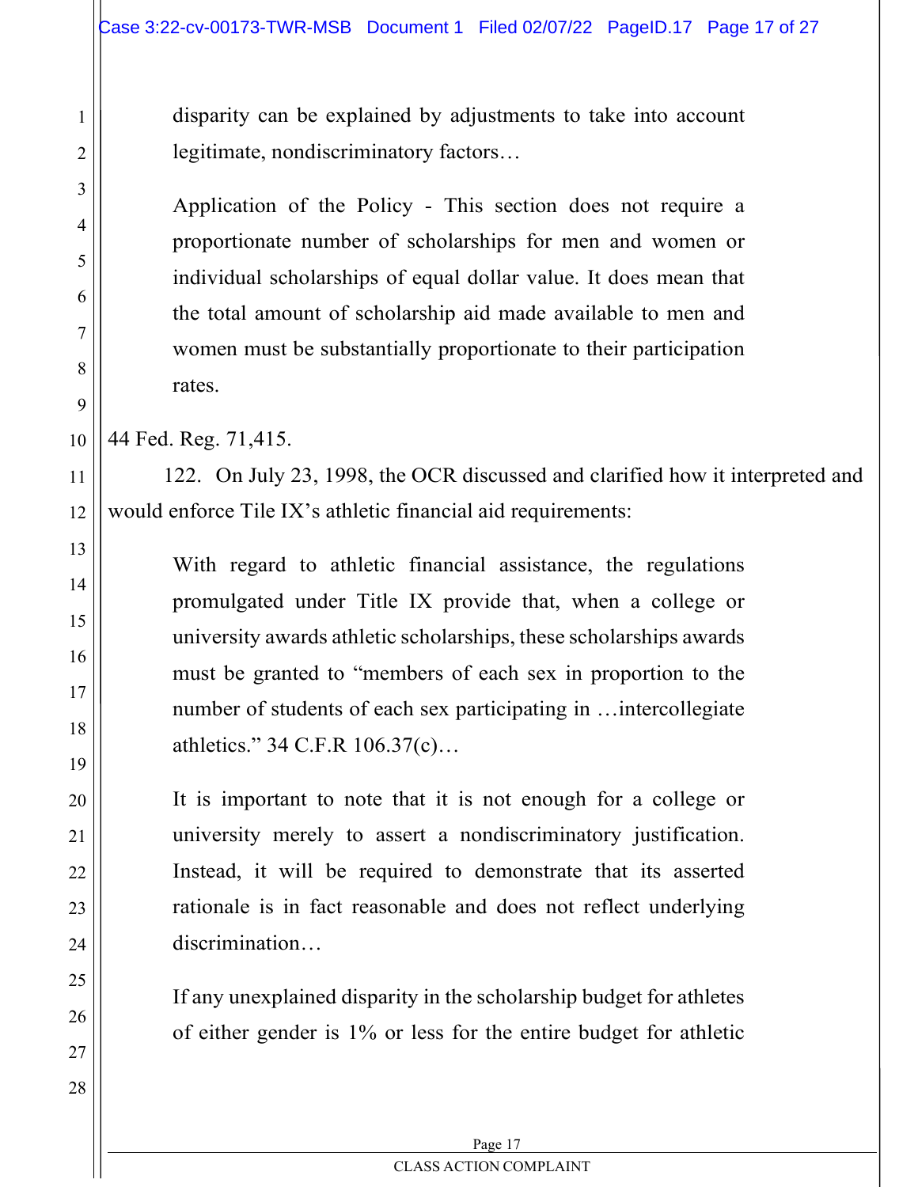> disparity can be explained by adjustments to take into account legitimate, nondiscriminatory factors…
>
> Application of the Policy - This section does not require a proportionate number of scholarships for men and women or individual scholarships of equal dollar value. It does mean that the total amount of scholarship aid made available to men and women must be substantially proportionate to their participation rates.

44 Fed. Reg. 71,415.

122. On July 23, 1998, the OCR discussed and clarified how it interpreted and would enforce Tile IX's athletic financial aid requirements:

> With regard to athletic financial assistance, the regulations promulgated under Title IX provide that, when a college or university awards athletic scholarships, these scholarships awards must be granted to "members of each sex in proportion to the number of students of each sex participating in …intercollegiate athletics." 34 C.F.R 106.37(c)…
>
> It is important to note that it is not enough for a college or university merely to assert a nondiscriminatory justification. Instead, it will be required to demonstrate that its asserted rationale is in fact reasonable and does not reflect underlying discrimination…
>
> If any unexplained disparity in the scholarship budget for athletes of either gender is 1% or less for the entire budget for athletic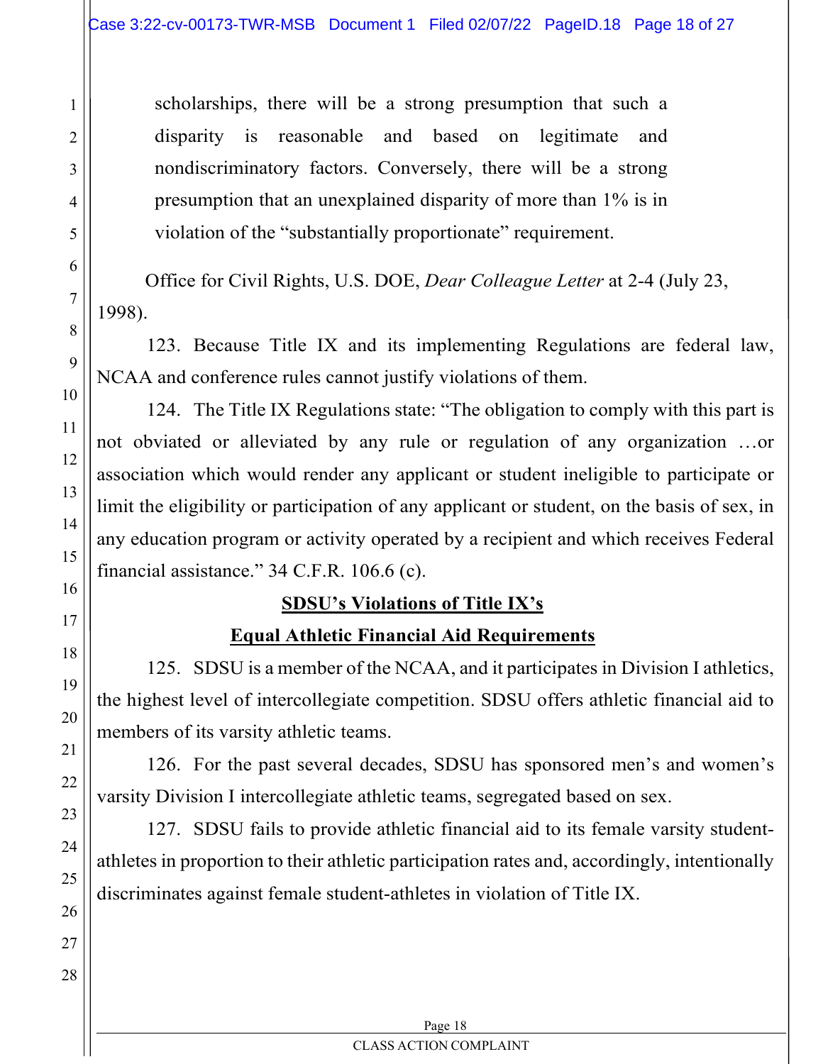> scholarships, there will be a strong presumption that such a disparity is reasonable and based on legitimate and nondiscriminatory factors. Conversely, there will be a strong presumption that an unexplained disparity of more than 1% is in violation of the "substantially proportionate" requirement.

Office for Civil Rights, U.S. DOE, *Dear Colleague Letter* at 2-4 (July 23, 1998).

123. Because Title IX and its implementing Regulations are federal law, NCAA and conference rules cannot justify violations of them.

124. The Title IX Regulations state: "The obligation to comply with this part is not obviated or alleviated by any rule or regulation of any organization …or association which would render any applicant or student ineligible to participate or limit the eligibility or participation of any applicant or student, on the basis of sex, in any education program or activity operated by a recipient and which receives Federal financial assistance." 34 C.F.R. 106.6 (c).

**<u>SDSU's Violations of Title IX's</u>**

**<u>Equal Athletic Financial Aid Requirements</u>**

125. SDSU is a member of the NCAA, and it participates in Division I athletics, the highest level of intercollegiate competition. SDSU offers athletic financial aid to members of its varsity athletic teams.

126. For the past several decades, SDSU has sponsored men's and women's varsity Division I intercollegiate athletic teams, segregated based on sex.

127. SDSU fails to provide athletic financial aid to its female varsity student-athletes in proportion to their athletic participation rates and, accordingly, intentionally discriminates against female student-athletes in violation of Title IX.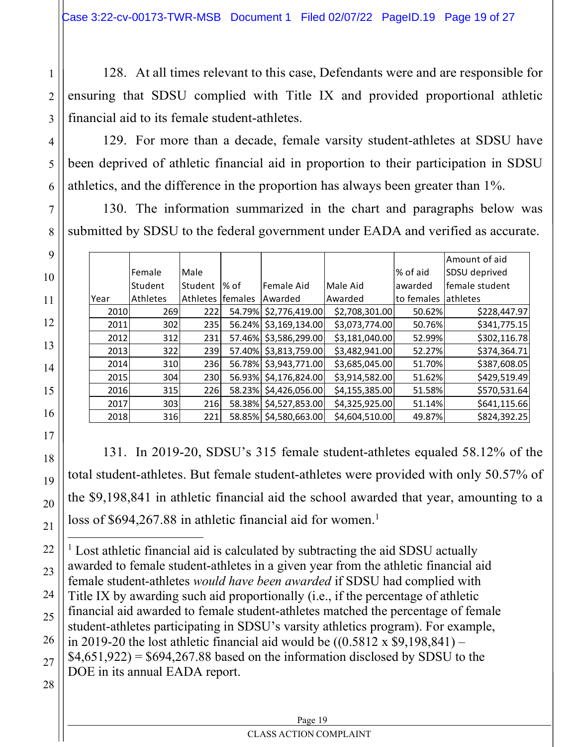128. At all times relevant to this case, Defendants were and are responsible for ensuring that SDSU complied with Title IX and provided proportional athletic financial aid to its female student-athletes.

129. For more than a decade, female varsity student-athletes at SDSU have been deprived of athletic financial aid in proportion to their participation in SDSU athletics, and the difference in the proportion has always been greater than 1%.

130. The information summarized in the chart and paragraphs below was submitted by SDSU to the federal government under EADA and verified as accurate.

| Year | Female Student Athletes | Male Student Athletes | % of females | Female Aid Awarded | Male Aid Awarded | % of aid awarded to females | Amount of aid SDSU deprived female student athletes |
|---|---|---|---|---|---|---|---|
| 2010 | 269 | 222 | 54.79% | $2,776,419.00 | $2,708,301.00 | 50.62% | $228,447.97 |
| 2011 | 302 | 235 | 56.24% | $3,169,134.00 | $3,073,774.00 | 50.76% | $341,775.15 |
| 2012 | 312 | 231 | 57.46% | $3,586,299.00 | $3,181,040.00 | 52.99% | $302,116.78 |
| 2013 | 322 | 239 | 57.40% | $3,813,759.00 | $3,482,941.00 | 52.27% | $374,364.71 |
| 2014 | 310 | 236 | 56.78% | $3,943,771.00 | $3,685,045.00 | 51.70% | $387,608.05 |
| 2015 | 304 | 230 | 56.93% | $4,176,824.00 | $3,914,582.00 | 51.62% | $429,519.49 |
| 2016 | 315 | 226 | 58.23% | $4,426,056.00 | $4,155,385.00 | 51.58% | $570,531.64 |
| 2017 | 303 | 216 | 58.38% | $4,527,853.00 | $4,325,925.00 | 51.14% | $641,115.66 |
| 2018 | 316 | 221 | 58.85% | $4,580,663.00 | $4,604,510.00 | 49.87% | $824,392.25 |

131. In 2019-20, SDSU's 315 female student-athletes equaled 58.12% of the total student-athletes. But female student-athletes were provided with only 50.57% of the $9,198,841 in athletic financial aid the school awarded that year, amounting to a loss of $694,267.88 in athletic financial aid for women.[1]

[1] Lost athletic financial aid is calculated by subtracting the aid SDSU actually awarded to female student-athletes in a given year from the athletic financial aid female student-athletes *would have been awarded* if SDSU had complied with Title IX by awarding such aid proportionally (i.e., if the percentage of athletic financial aid awarded to female student-athletes matched the percentage of female student-athletes participating in SDSU's varsity athletics program). For example, in 2019-20 the lost athletic financial aid would be ((0.5812 x $9,198,841) – $4,651,922) = $694,267.88 based on the information disclosed by SDSU to the DOE in its annual EADA report.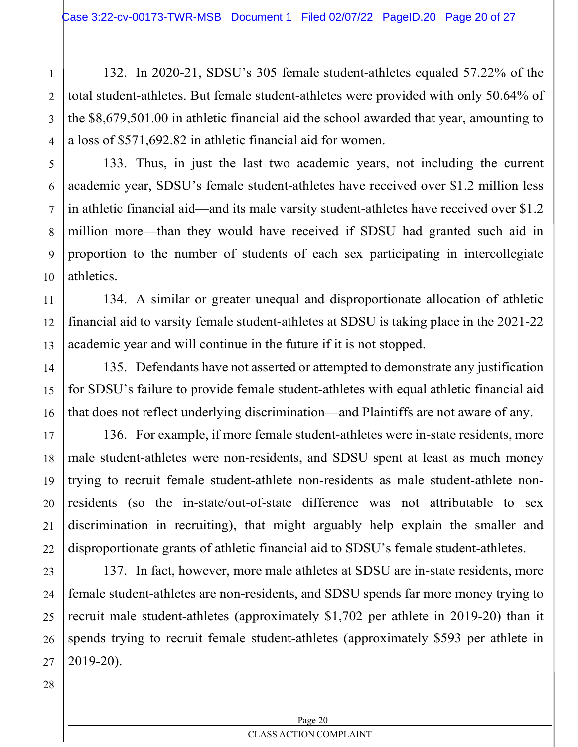132. In 2020-21, SDSU's 305 female student-athletes equaled 57.22% of the total student-athletes. But female student-athletes were provided with only 50.64% of the $8,679,501.00 in athletic financial aid the school awarded that year, amounting to a loss of $571,692.82 in athletic financial aid for women.

133. Thus, in just the last two academic years, not including the current academic year, SDSU's female student-athletes have received over $1.2 million less in athletic financial aid—and its male varsity student-athletes have received over $1.2 million more—than they would have received if SDSU had granted such aid in proportion to the number of students of each sex participating in intercollegiate athletics.

134. A similar or greater unequal and disproportionate allocation of athletic financial aid to varsity female student-athletes at SDSU is taking place in the 2021-22 academic year and will continue in the future if it is not stopped.

135. Defendants have not asserted or attempted to demonstrate any justification for SDSU's failure to provide female student-athletes with equal athletic financial aid that does not reflect underlying discrimination—and Plaintiffs are not aware of any.

136. For example, if more female student-athletes were in-state residents, more male student-athletes were non-residents, and SDSU spent at least as much money trying to recruit female student-athlete non-residents as male student-athlete non-residents (so the in-state/out-of-state difference was not attributable to sex discrimination in recruiting), that might arguably help explain the smaller and disproportionate grants of athletic financial aid to SDSU's female student-athletes.

137. In fact, however, more male athletes at SDSU are in-state residents, more female student-athletes are non-residents, and SDSU spends far more money trying to recruit male student-athletes (approximately $1,702 per athlete in 2019-20) than it spends trying to recruit female student-athletes (approximately $593 per athlete in 2019-20).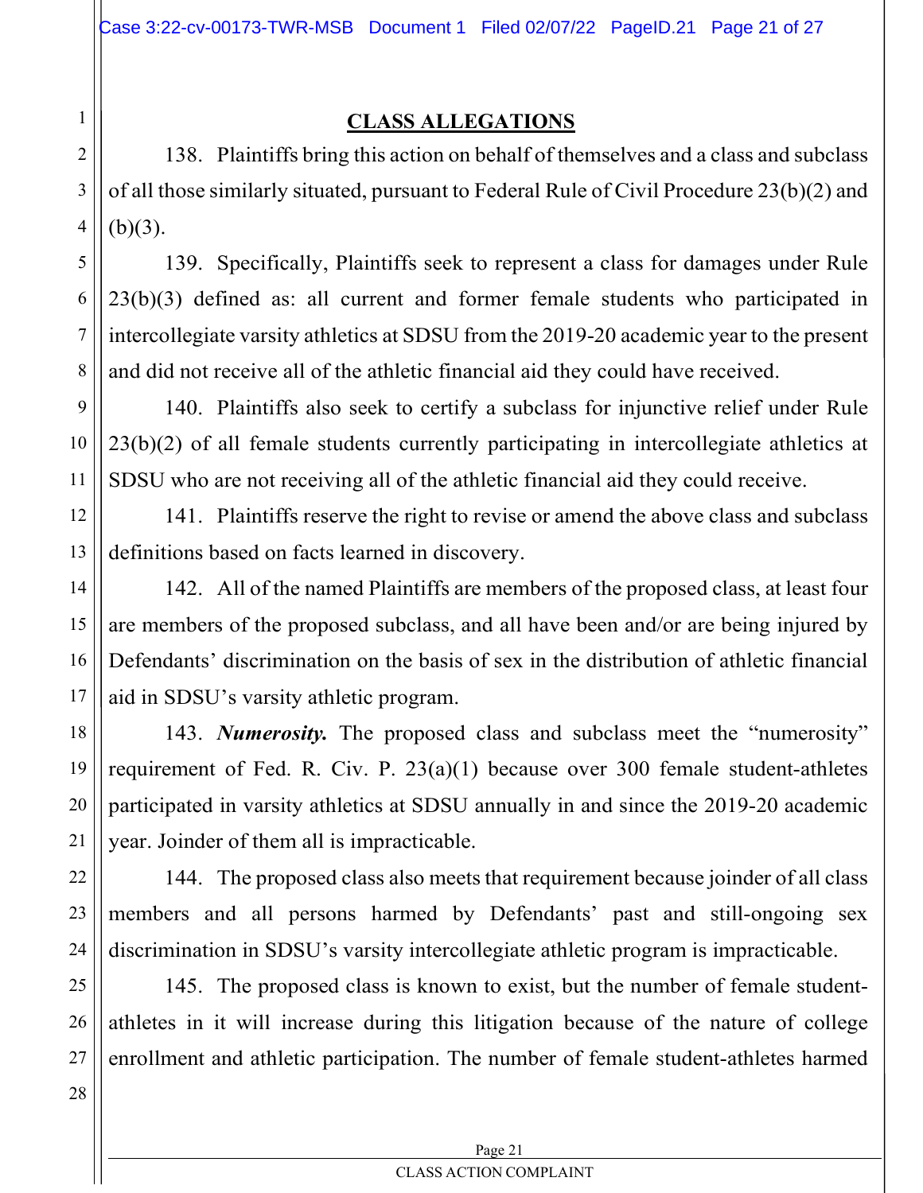## CLASS ALLEGATIONS

138. Plaintiffs bring this action on behalf of themselves and a class and subclass of all those similarly situated, pursuant to Federal Rule of Civil Procedure 23(b)(2) and (b)(3).

139. Specifically, Plaintiffs seek to represent a class for damages under Rule 23(b)(3) defined as: all current and former female students who participated in intercollegiate varsity athletics at SDSU from the 2019-20 academic year to the present and did not receive all of the athletic financial aid they could have received.

140. Plaintiffs also seek to certify a subclass for injunctive relief under Rule 23(b)(2) of all female students currently participating in intercollegiate athletics at SDSU who are not receiving all of the athletic financial aid they could receive.

141. Plaintiffs reserve the right to revise or amend the above class and subclass definitions based on facts learned in discovery.

142. All of the named Plaintiffs are members of the proposed class, at least four are members of the proposed subclass, and all have been and/or are being injured by Defendants' discrimination on the basis of sex in the distribution of athletic financial aid in SDSU's varsity athletic program.

143. ***Numerosity.*** The proposed class and subclass meet the "numerosity" requirement of Fed. R. Civ. P. 23(a)(1) because over 300 female student-athletes participated in varsity athletics at SDSU annually in and since the 2019-20 academic year. Joinder of them all is impracticable.

144. The proposed class also meets that requirement because joinder of all class members and all persons harmed by Defendants' past and still-ongoing sex discrimination in SDSU's varsity intercollegiate athletic program is impracticable.

145. The proposed class is known to exist, but the number of female student-athletes in it will increase during this litigation because of the nature of college enrollment and athletic participation. The number of female student-athletes harmed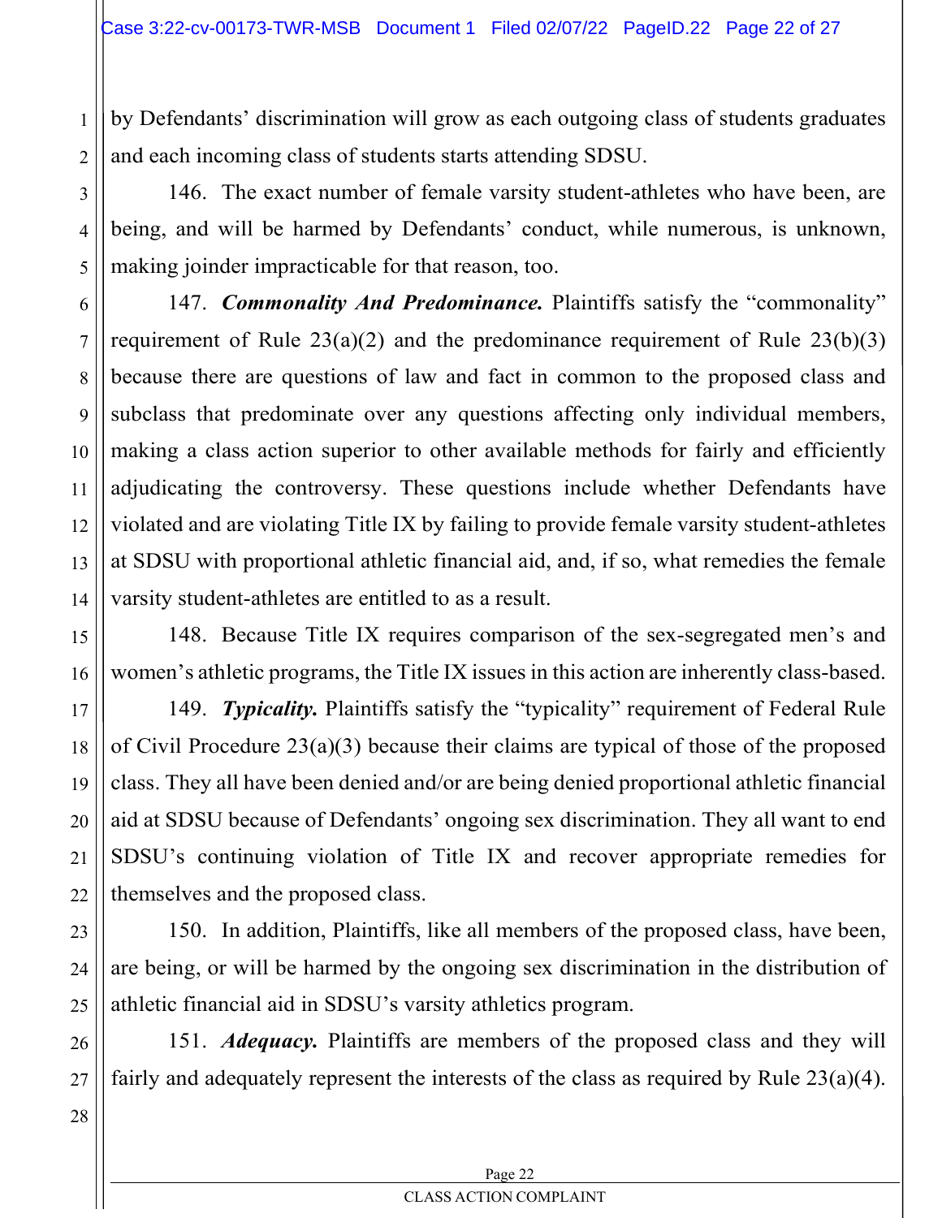by Defendants' discrimination will grow as each outgoing class of students graduates and each incoming class of students starts attending SDSU.

146. The exact number of female varsity student-athletes who have been, are being, and will be harmed by Defendants' conduct, while numerous, is unknown, making joinder impracticable for that reason, too.

147. ***Commonality And Predominance.*** Plaintiffs satisfy the "commonality" requirement of Rule 23(a)(2) and the predominance requirement of Rule 23(b)(3) because there are questions of law and fact in common to the proposed class and subclass that predominate over any questions affecting only individual members, making a class action superior to other available methods for fairly and efficiently adjudicating the controversy. These questions include whether Defendants have violated and are violating Title IX by failing to provide female varsity student-athletes at SDSU with proportional athletic financial aid, and, if so, what remedies the female varsity student-athletes are entitled to as a result.

148. Because Title IX requires comparison of the sex-segregated men's and women's athletic programs, the Title IX issues in this action are inherently class-based.

149. ***Typicality.*** Plaintiffs satisfy the "typicality" requirement of Federal Rule of Civil Procedure 23(a)(3) because their claims are typical of those of the proposed class. They all have been denied and/or are being denied proportional athletic financial aid at SDSU because of Defendants' ongoing sex discrimination. They all want to end SDSU's continuing violation of Title IX and recover appropriate remedies for themselves and the proposed class.

150. In addition, Plaintiffs, like all members of the proposed class, have been, are being, or will be harmed by the ongoing sex discrimination in the distribution of athletic financial aid in SDSU's varsity athletics program.

151. ***Adequacy.*** Plaintiffs are members of the proposed class and they will fairly and adequately represent the interests of the class as required by Rule 23(a)(4).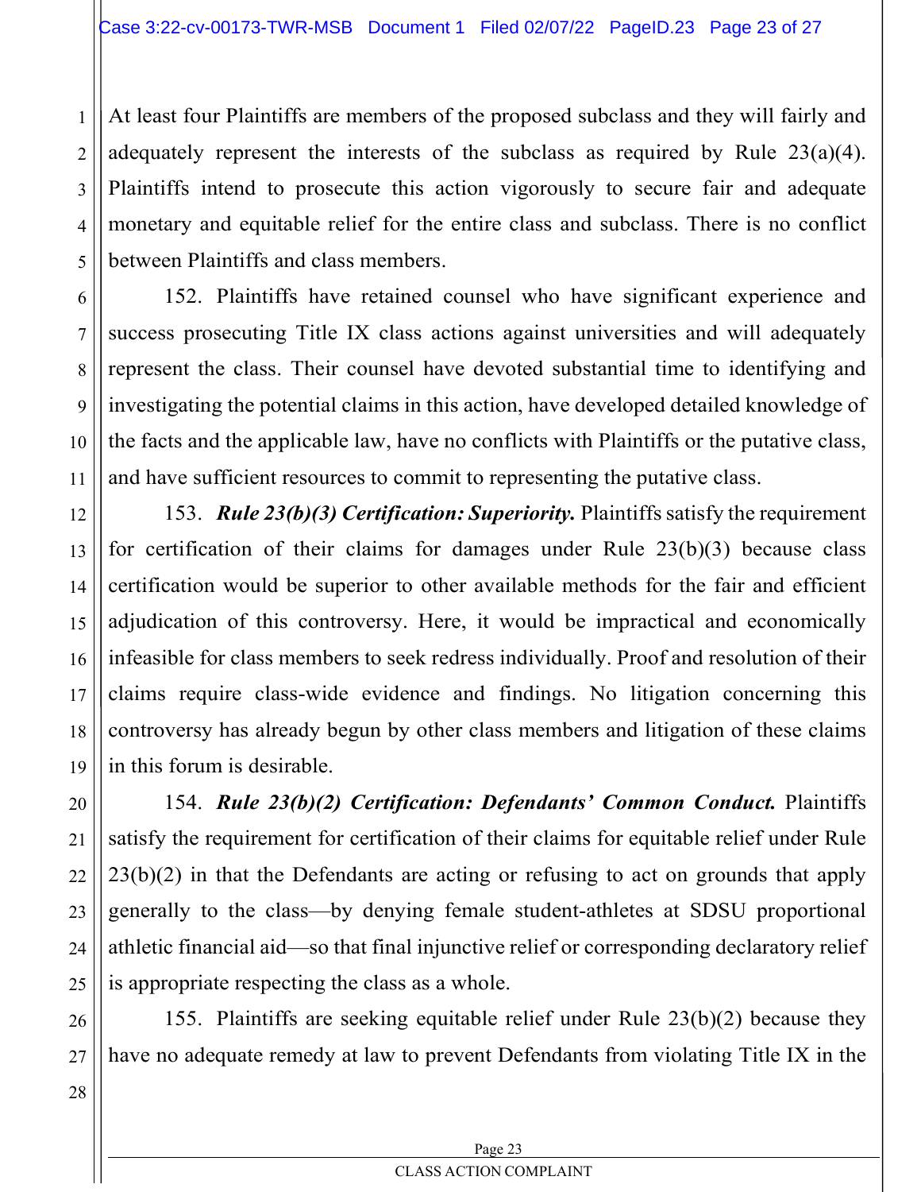At least four Plaintiffs are members of the proposed subclass and they will fairly and adequately represent the interests of the subclass as required by Rule 23(a)(4). Plaintiffs intend to prosecute this action vigorously to secure fair and adequate monetary and equitable relief for the entire class and subclass. There is no conflict between Plaintiffs and class members.

152. Plaintiffs have retained counsel who have significant experience and success prosecuting Title IX class actions against universities and will adequately represent the class. Their counsel have devoted substantial time to identifying and investigating the potential claims in this action, have developed detailed knowledge of the facts and the applicable law, have no conflicts with Plaintiffs or the putative class, and have sufficient resources to commit to representing the putative class.

153. ***Rule 23(b)(3) Certification: Superiority.*** Plaintiffs satisfy the requirement for certification of their claims for damages under Rule 23(b)(3) because class certification would be superior to other available methods for the fair and efficient adjudication of this controversy. Here, it would be impractical and economically infeasible for class members to seek redress individually. Proof and resolution of their claims require class-wide evidence and findings. No litigation concerning this controversy has already begun by other class members and litigation of these claims in this forum is desirable.

154. ***Rule 23(b)(2) Certification: Defendants' Common Conduct.*** Plaintiffs satisfy the requirement for certification of their claims for equitable relief under Rule 23(b)(2) in that the Defendants are acting or refusing to act on grounds that apply generally to the class—by denying female student-athletes at SDSU proportional athletic financial aid—so that final injunctive relief or corresponding declaratory relief is appropriate respecting the class as a whole.

155. Plaintiffs are seeking equitable relief under Rule 23(b)(2) because they have no adequate remedy at law to prevent Defendants from violating Title IX in the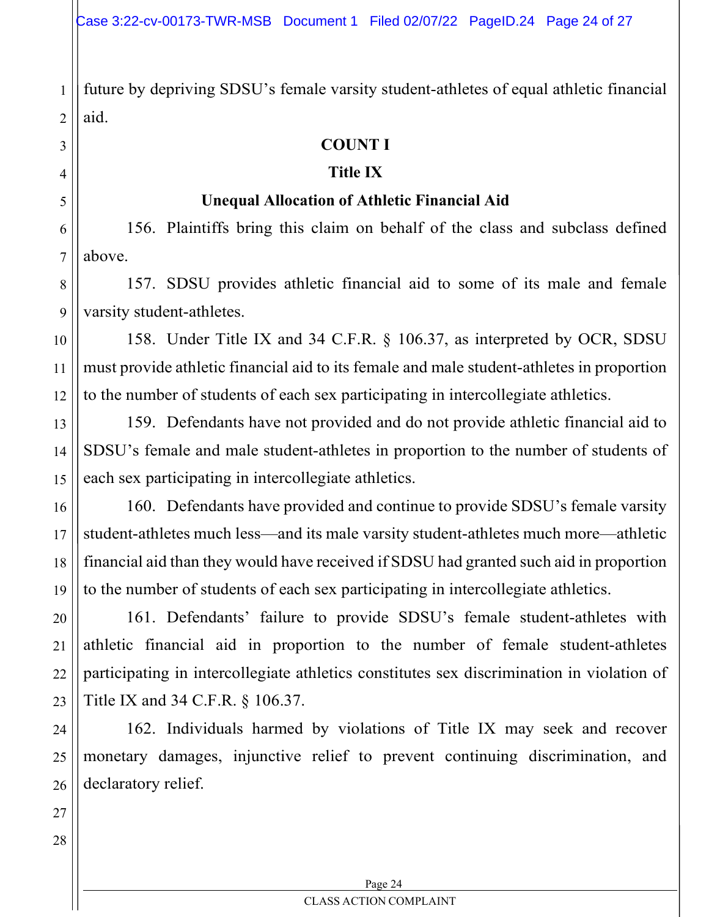future by depriving SDSU's female varsity student-athletes of equal athletic financial aid.

**COUNT I**

**Title IX**

**Unequal Allocation of Athletic Financial Aid**

156. Plaintiffs bring this claim on behalf of the class and subclass defined above.

157. SDSU provides athletic financial aid to some of its male and female varsity student-athletes.

158. Under Title IX and 34 C.F.R. § 106.37, as interpreted by OCR, SDSU must provide athletic financial aid to its female and male student-athletes in proportion to the number of students of each sex participating in intercollegiate athletics.

159. Defendants have not provided and do not provide athletic financial aid to SDSU's female and male student-athletes in proportion to the number of students of each sex participating in intercollegiate athletics.

160. Defendants have provided and continue to provide SDSU's female varsity student-athletes much less—and its male varsity student-athletes much more—athletic financial aid than they would have received if SDSU had granted such aid in proportion to the number of students of each sex participating in intercollegiate athletics.

161. Defendants' failure to provide SDSU's female student-athletes with athletic financial aid in proportion to the number of female student-athletes participating in intercollegiate athletics constitutes sex discrimination in violation of Title IX and 34 C.F.R. § 106.37.

162. Individuals harmed by violations of Title IX may seek and recover monetary damages, injunctive relief to prevent continuing discrimination, and declaratory relief.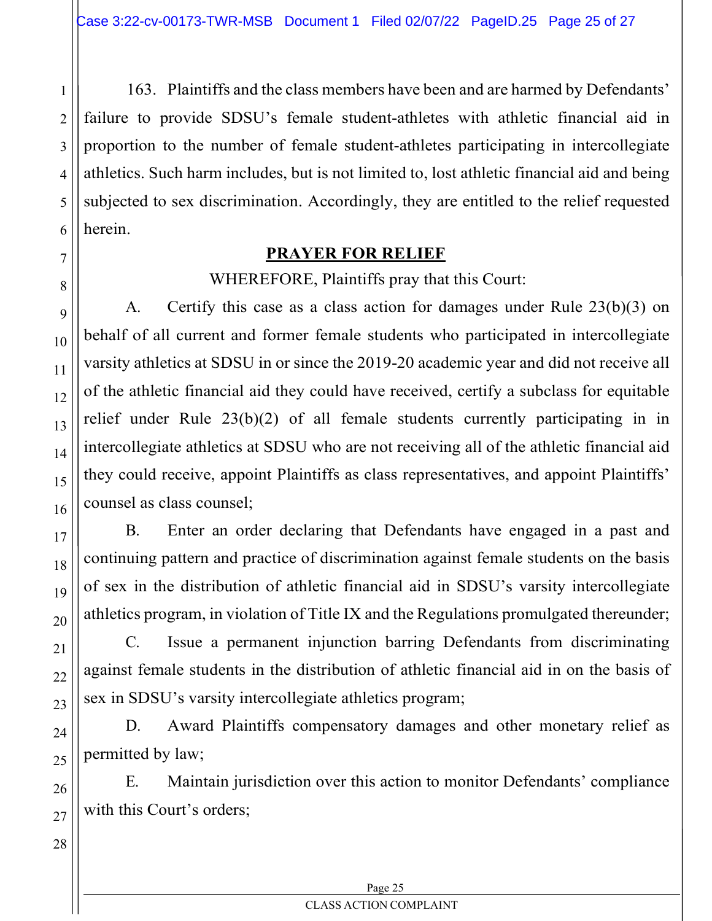163. Plaintiffs and the class members have been and are harmed by Defendants' failure to provide SDSU's female student-athletes with athletic financial aid in proportion to the number of female student-athletes participating in intercollegiate athletics. Such harm includes, but is not limited to, lost athletic financial aid and being subjected to sex discrimination. Accordingly, they are entitled to the relief requested herein.

## PRAYER FOR RELIEF

WHEREFORE, Plaintiffs pray that this Court:

A. Certify this case as a class action for damages under Rule 23(b)(3) on behalf of all current and former female students who participated in intercollegiate varsity athletics at SDSU in or since the 2019-20 academic year and did not receive all of the athletic financial aid they could have received, certify a subclass for equitable relief under Rule 23(b)(2) of all female students currently participating in in intercollegiate athletics at SDSU who are not receiving all of the athletic financial aid they could receive, appoint Plaintiffs as class representatives, and appoint Plaintiffs' counsel as class counsel;

B. Enter an order declaring that Defendants have engaged in a past and continuing pattern and practice of discrimination against female students on the basis of sex in the distribution of athletic financial aid in SDSU's varsity intercollegiate athletics program, in violation of Title IX and the Regulations promulgated thereunder;

C. Issue a permanent injunction barring Defendants from discriminating against female students in the distribution of athletic financial aid in on the basis of sex in SDSU's varsity intercollegiate athletics program;

D. Award Plaintiffs compensatory damages and other monetary relief as permitted by law;

E. Maintain jurisdiction over this action to monitor Defendants' compliance with this Court's orders;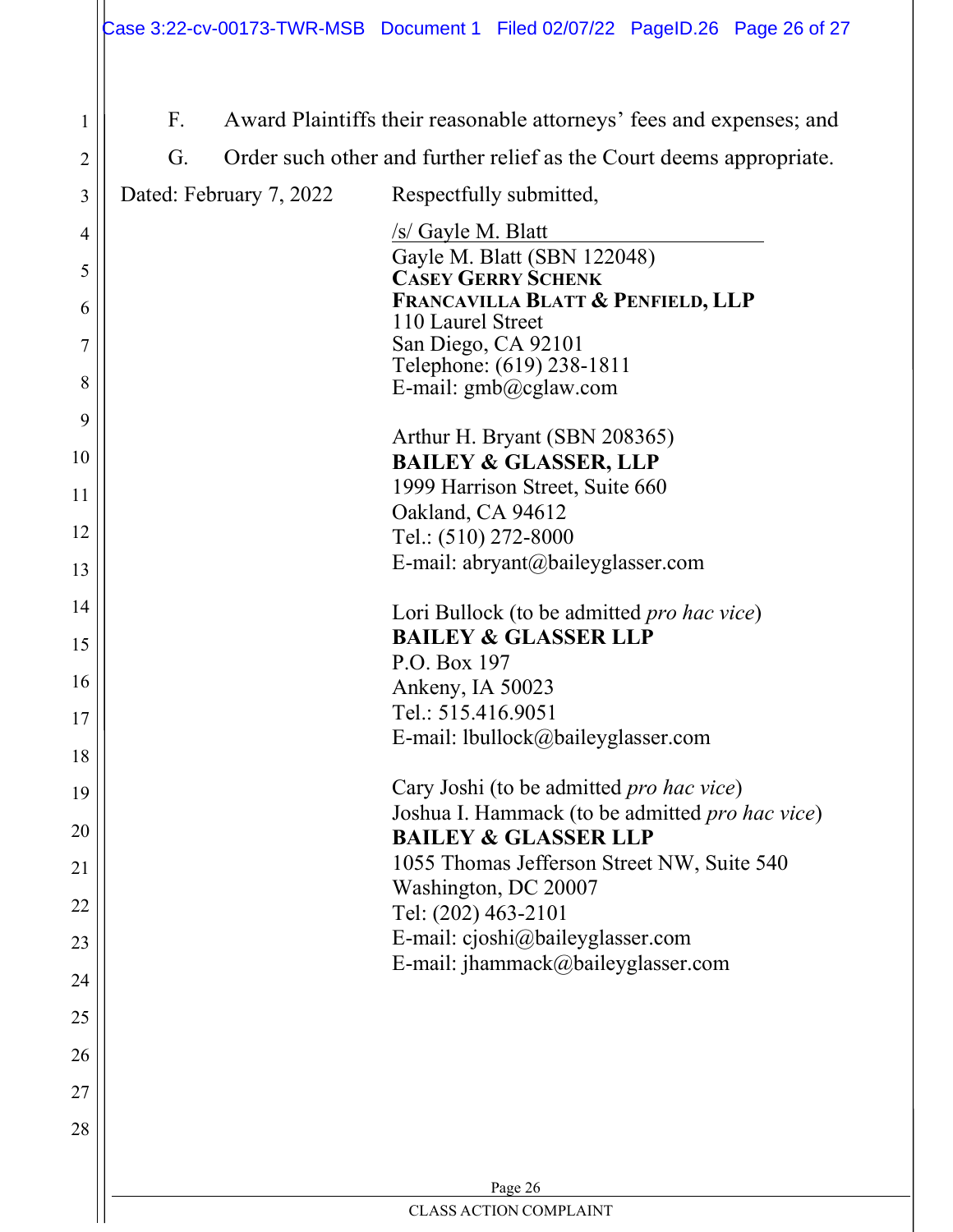F. Award Plaintiffs their reasonable attorneys' fees and expenses; and

G. Order such other and further relief as the Court deems appropriate.

Dated: February 7, 2022

Respectfully submitted,

/s/ Gayle M. Blatt
Gayle M. Blatt (SBN 122048)
**CASEY GERRY SCHENK FRANCAVILLA BLATT & PENFIELD, LLP**
110 Laurel Street
San Diego, CA 92101
Telephone: (619) 238-1811
E-mail: gmb@cglaw.com

Arthur H. Bryant (SBN 208365)
**BAILEY & GLASSER, LLP**
1999 Harrison Street, Suite 660
Oakland, CA 94612
Tel.: (510) 272-8000
E-mail: abryant@baileyglasser.com

Lori Bullock (to be admitted *pro hac vice*)
**BAILEY & GLASSER LLP**
P.O. Box 197
Ankeny, IA 50023
Tel.: 515.416.9051
E-mail: lbullock@baileyglasser.com

Cary Joshi (to be admitted *pro hac vice*)
Joshua I. Hammack (to be admitted *pro hac vice*)
**BAILEY & GLASSER LLP**
1055 Thomas Jefferson Street NW, Suite 540
Washington, DC 20007
Tel: (202) 463-2101
E-mail: cjoshi@baileyglasser.com
E-mail: jhammack@baileyglasser.com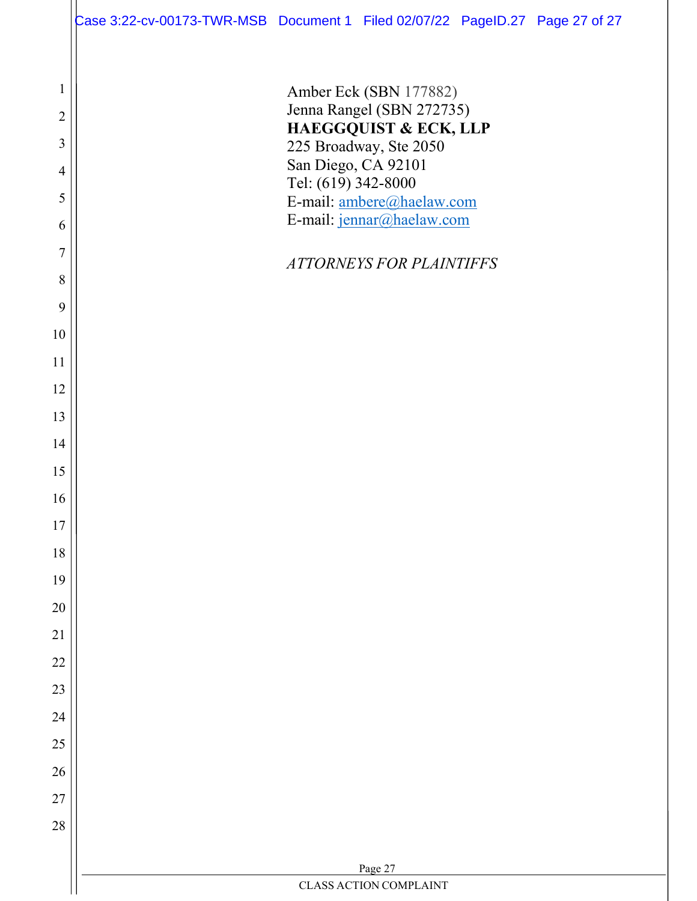Amber Eck (SBN 177882)
Jenna Rangel (SBN 272735)
**HAEGGQUIST & ECK, LLP**
225 Broadway, Ste 2050
San Diego, CA 92101
Tel: (619) 342-8000
E-mail: ambere@haelaw.com
E-mail: jennar@haelaw.com

*ATTORNEYS FOR PLAINTIFFS*